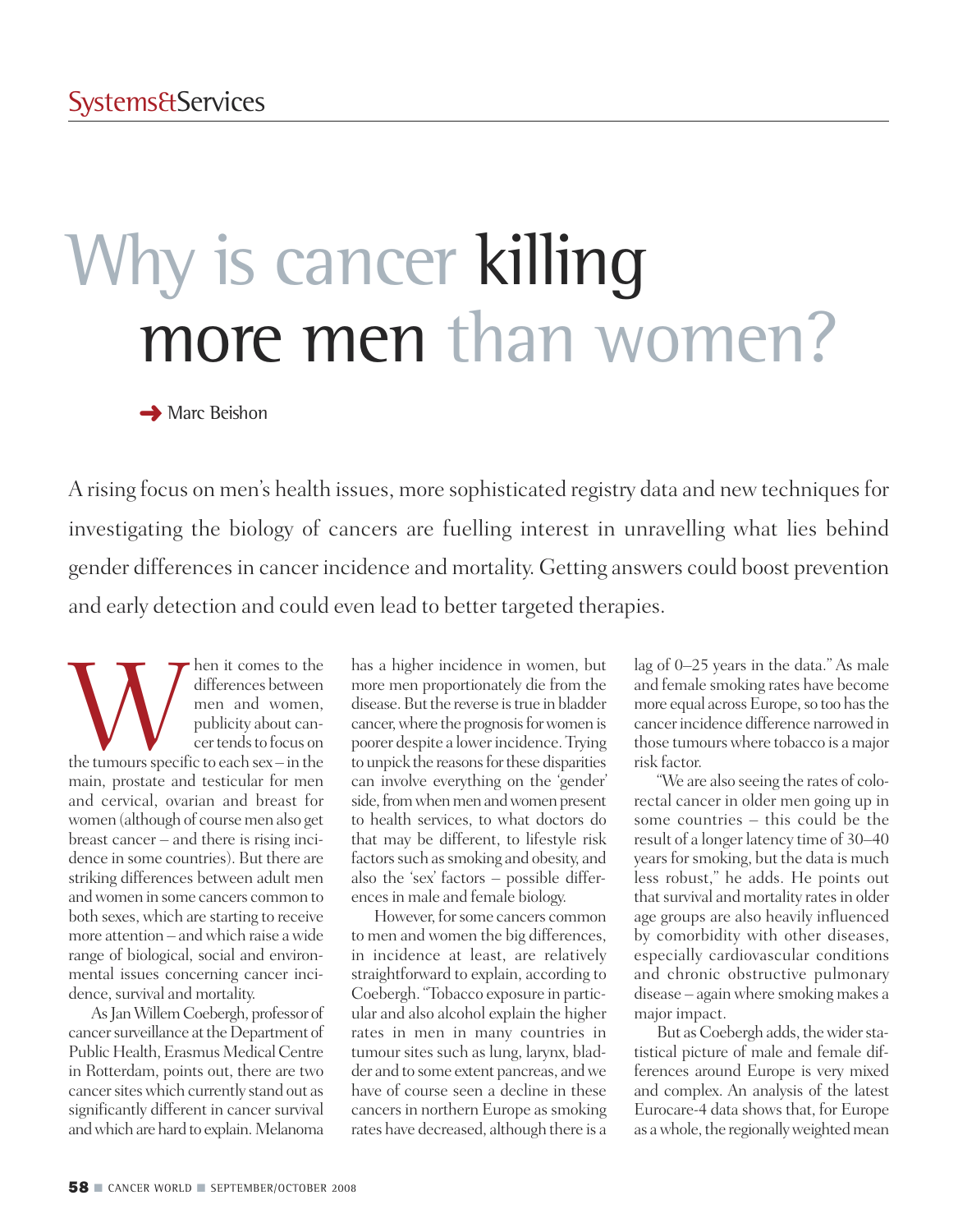# Why is cancer killing more men than women?

Marc Beishon

A rising focus on men's health issues, more sophisticated registry data and new techniques for investigating the biology of cancers are fuelling interest in unravelling what lies behind gender differences in cancer incidence and mortality. Getting answers could boost prevention and early detection and could even lead to better targeted therapies.

When it comes to the differences between men and women, publicity about cancer tends to focus on the tumours specific to each sex – in the main, prostate and testicular for men and cervical, ovarian and breast for women (although of course men also get breast cancer – and there is rising incidence in some countries). But there are striking differences between adult men and women in some cancers common to both sexes, which are starting to receive more attention – and which raise a wide range of biological, social and environmental issues concerning cancer incidence, survival and mortality.

As Jan Willem Coebergh, professor of cancer surveillance at the Department of Public Health, Erasmus Medical Centre in Rotterdam, points out, there are two cancer sites which currently stand out as significantly different in cancer survival and which are hard to explain. Melanoma has a higher incidence in women, but more men proportionately die from the disease. But the reverse is true in bladder cancer, where the prognosis for women is poorer despite a lower incidence. Trying to unpick the reasons for these disparities can involve everything on the 'gender' side, from when men and women present to health services, to what doctors do that may be different, to lifestyle risk factors such as smoking and obesity, and also the 'sex' factors – possible differences in male and female biology.

However, for some cancers common to men and women the big differences, in incidence at least, are relatively straightforward to explain, according to Coebergh. "Tobacco exposure in particular and also alcohol explain the higher rates in men in many countries in tumour sites such as lung, larynx, bladder and to some extent pancreas, and we have of course seen a decline in these cancers in northern Europe as smoking rates have decreased, although there is a lag of 0–25 years in the data." As male and female smoking rates have become more equal across Europe, so too has the cancer incidence difference narrowed in those tumours where tobacco is a major risk factor.

"We are also seeing the rates of colorectal cancer in older men going up in some countries – this could be the result of a longer latency time of 30–40 years for smoking, but the data is much less robust," he adds. He points out that survival and mortality rates in older age groups are also heavily influenced by comorbidity with other diseases, especially cardiovascular conditions and chronic obstructive pulmonary disease – again where smoking makes a major impact.

But as Coebergh adds, the wider statistical picture of male and female differences around Europe is very mixed and complex. An analysis of the latest Eurocare-4 data shows that, for Europe as a whole, the regionally weighted mean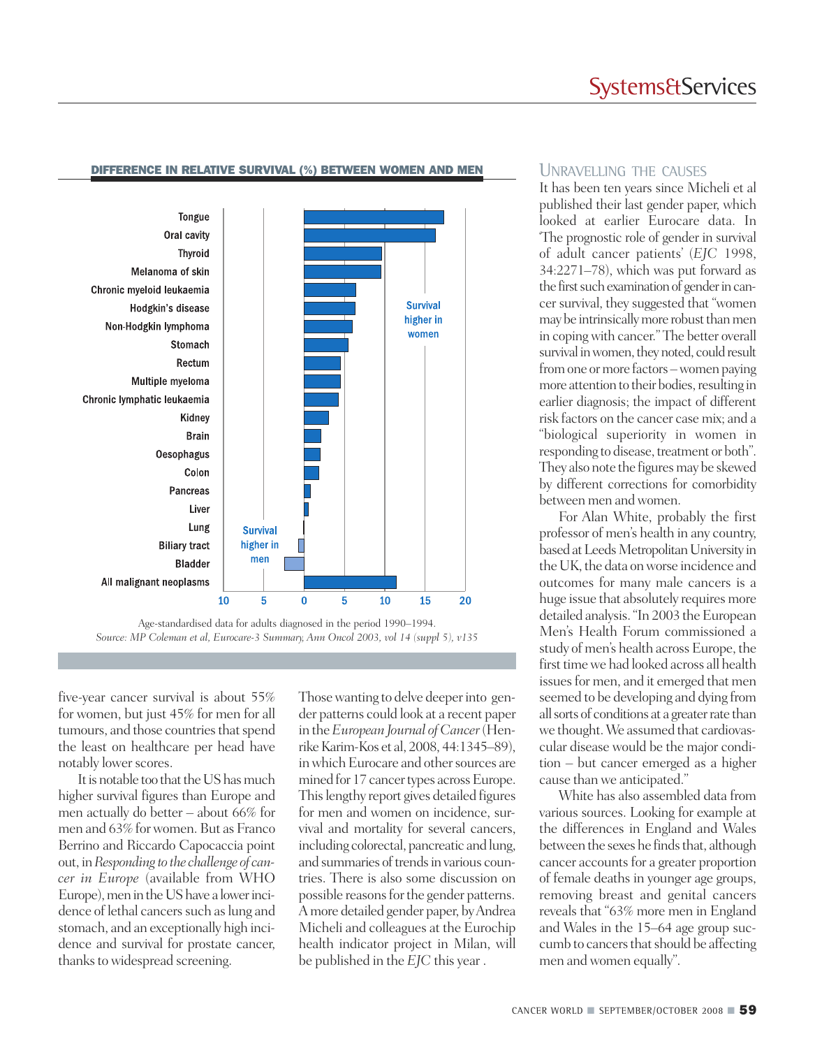## DIFFERENCE IN RELATIVE SURVIVAL (%) BETWEEN WOMEN AND MEN

Tongue
Oral cavity
Thyroid
Melanoma of skin
Chronic myeloid leukaemia
Hodgkin's disease
Non-Hodgkin lymphoma
Stomach
Rectum
Multiple myeloma
Chronic lymphatic leukaemia
Kidney
Brain
Oesophagus
Colon
Pancreas
Liver
Lung
Biliary tract
Bladder
All malignant neoplasms

Survival higher in women

Survival higher in men

10 5 0 5 10 15 20

Age-standardised data for adults diagnosed in the period 1990–1994.
*Source: MP Coleman et al, Eurocare-3 Summary, Ann Oncol 2003, vol 14 (suppl 5), v135*

five-year cancer survival is about 55% for women, but just 45% for men for all tumours, and those countries that spend the least on healthcare per head have notably lower scores.

It is notable too that the US has much higher survival figures than Europe and men actually do better – about 66% for men and 63% for women. But as Franco Berrino and Riccardo Capocaccia point out, in *Responding to the challenge of cancer in Europe* (available from WHO Europe), men in the US have a lower incidence of lethal cancers such as lung and stomach, and an exceptionally high incidence and survival for prostate cancer, thanks to widespread screening.

Those wanting to delve deeper into gender patterns could look at a recent paper in the *European Journal of Cancer* (Henrike Karim-Kos et al, 2008, 44:1345–89), in which Eurocare and other sources are mined for 17 cancer types across Europe. This lengthy report gives detailed figures for men and women on incidence, survival and mortality for several cancers, including colorectal, pancreatic and lung, and summaries of trends in various countries. There is also some discussion on possible reasons for the gender patterns. A more detailed gender paper, by Andrea Micheli and colleagues at the Eurochip health indicator project in Milan, will be published in the *EJC* this year .

## UNRAVELLING THE CAUSES

It has been ten years since Micheli et al published their last gender paper, which looked at earlier Eurocare data. In 'The prognostic role of gender in survival of adult cancer patients' (*EJC* 1998, 34:2271–78), which was put forward as the first such examination of gender in cancer survival, they suggested that "women may be intrinsically more robust than men in coping with cancer." The better overall survival in women, they noted, could result from one or more factors – women paying more attention to their bodies, resulting in earlier diagnosis; the impact of different risk factors on the cancer case mix; and a "biological superiority in women in responding to disease, treatment or both". They also note the figures may be skewed by different corrections for comorbidity between men and women.

For Alan White, probably the first professor of men's health in any country, based at Leeds Metropolitan University in the UK, the data on worse incidence and outcomes for many male cancers is a huge issue that absolutely requires more detailed analysis. "In 2003 the European Men's Health Forum commissioned a study of men's health across Europe, the first time we had looked across all health issues for men, and it emerged that men seemed to be developing and dying from all sorts of conditions at a greater rate than we thought. We assumed that cardiovascular disease would be the major condition – but cancer emerged as a higher cause than we anticipated."

White has also assembled data from various sources. Looking for example at the differences in England and Wales between the sexes he finds that, although cancer accounts for a greater proportion of female deaths in younger age groups, removing breast and genital cancers reveals that "63% more men in England and Wales in the 15–64 age group succumb to cancers that should be affecting men and women equally".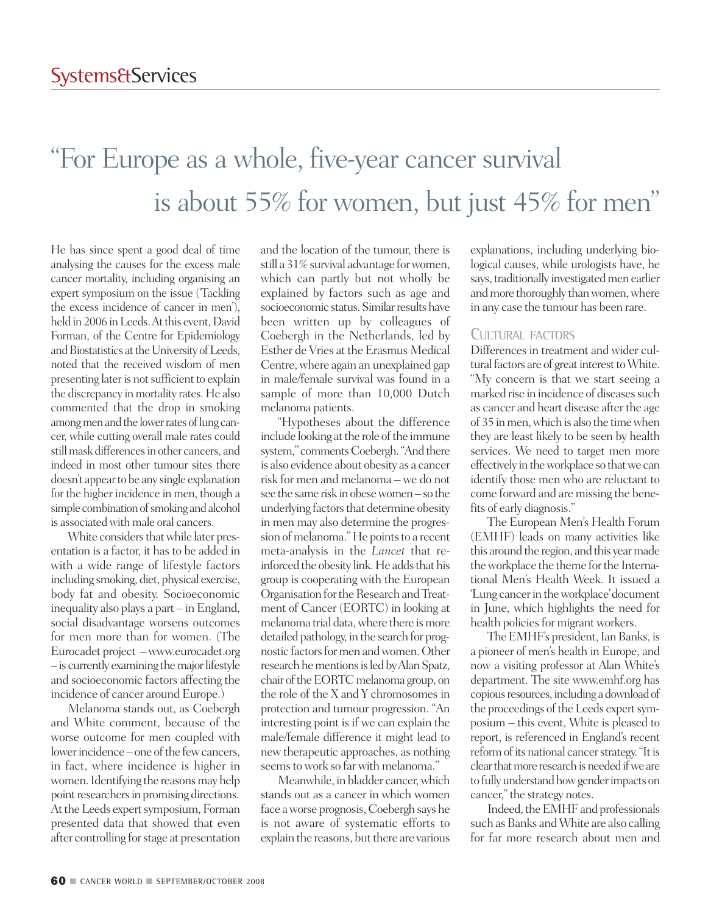> "For Europe as a whole, five-year cancer survival is about 55% for women, but just 45% for men"

He has since spent a good deal of time analysing the causes for the excess male cancer mortality, including organising an expert symposium on the issue ('Tackling the excess incidence of cancer in men'), held in 2006 in Leeds. At this event, David Forman, of the Centre for Epidemiology and Biostatistics at the University of Leeds, noted that the received wisdom of men presenting later is not sufficient to explain the discrepancy in mortality rates. He also commented that the drop in smoking among men and the lower rates of lung cancer, while cutting overall male rates could still mask differences in other cancers, and indeed in most other tumour sites there doesn't appear to be any single explanation for the higher incidence in men, though a simple combination of smoking and alcohol is associated with male oral cancers.

White considers that while later presentation is a factor, it has to be added in with a wide range of lifestyle factors including smoking, diet, physical exercise, body fat and obesity. Socioeconomic inequality also plays a part – in England, social disadvantage worsens outcomes for men more than for women. (The Eurocadet project – www.eurocadet.org – is currently examining the major lifestyle and socioeconomic factors affecting the incidence of cancer around Europe.)

Melanoma stands out, as Coebergh and White comment, because of the worse outcome for men coupled with lower incidence – one of the few cancers, in fact, where incidence is higher in women. Identifying the reasons may help point researchers in promising directions. At the Leeds expert symposium, Forman presented data that showed that even after controlling for stage at presentation and the location of the tumour, there is still a 31% survival advantage for women, which can partly but not wholly be explained by factors such as age and socioeconomic status. Similar results have been written up by colleagues of Coebergh in the Netherlands, led by Esther de Vries at the Erasmus Medical Centre, where again an unexplained gap in male/female survival was found in a sample of more than 10,000 Dutch melanoma patients.

"Hypotheses about the difference include looking at the role of the immune system," comments Coebergh. "And there is also evidence about obesity as a cancer risk for men and melanoma – we do not see the same risk in obese women – so the underlying factors that determine obesity in men may also determine the progression of melanoma." He points to a recent meta-analysis in the *Lancet* that reinforced the obesity link. He adds that his group is cooperating with the European Organisation for the Research and Treatment of Cancer (EORTC) in looking at melanoma trial data, where there is more detailed pathology, in the search for prognostic factors for men and women. Other research he mentions is led by Alan Spatz, chair of the EORTC melanoma group, on the role of the X and Y chromosomes in protection and tumour progression. "An interesting point is if we can explain the male/female difference it might lead to new therapeutic approaches, as nothing seems to work so far with melanoma."

Meanwhile, in bladder cancer, which stands out as a cancer in which women face a worse prognosis, Coebergh says he is not aware of systematic efforts to explain the reasons, but there are various explanations, including underlying biological causes, while urologists have, he says, traditionally investigated men earlier and more thoroughly than women, where in any case the tumour has been rare.

## CULTURAL FACTORS

Differences in treatment and wider cultural factors are of great interest to White. "My concern is that we start seeing a marked rise in incidence of diseases such as cancer and heart disease after the age of 35 in men, which is also the time when they are least likely to be seen by health services. We need to target men more effectively in the workplace so that we can identify those men who are reluctant to come forward and are missing the benefits of early diagnosis."

The European Men's Health Forum (EMHF) leads on many activities like this around the region, and this year made the workplace the theme for the International Men's Health Week. It issued a 'Lung cancer in the workplace' document in June, which highlights the need for health policies for migrant workers.

The EMHF's president, Ian Banks, is a pioneer of men's health in Europe, and now a visiting professor at Alan White's department. The site www.emhf.org has copious resources, including a download of the proceedings of the Leeds expert symposium – this event, White is pleased to report, is referenced in England's recent reform of its national cancer strategy. "It is clear that more research is needed if we are to fully understand how gender impacts on cancer," the strategy notes.

Indeed, the EMHF and professionals such as Banks and White are also calling for far more research about men and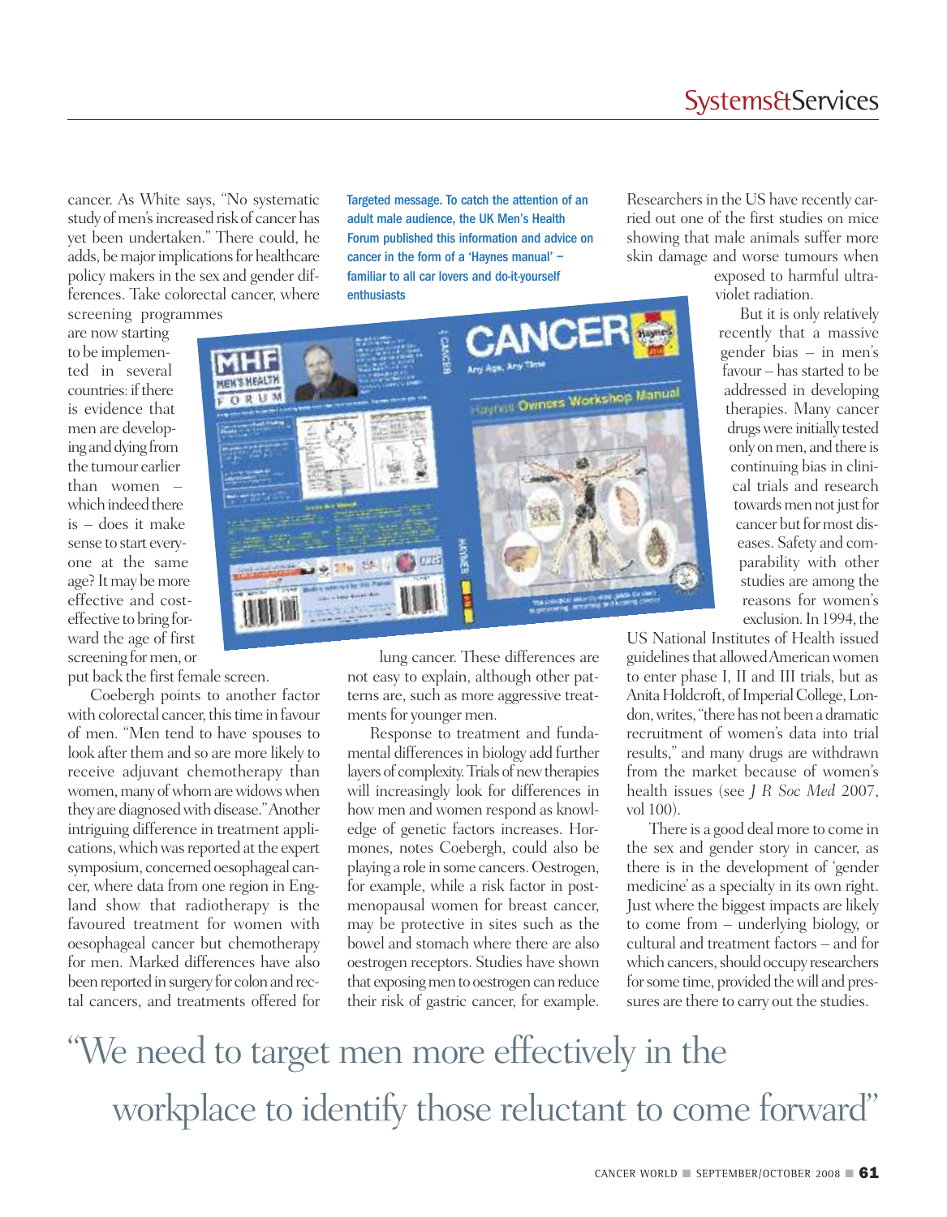cancer. As White says, "No systematic study of men's increased risk of cancer has yet been undertaken." There could, he adds, be major implications for healthcare policy makers in the sex and gender differences. Take colorectal cancer, where screening programmes are now starting to be implemented in several countries: if there is evidence that men are developing and dying from the tumour earlier than women – which indeed there is – does it make sense to start everyone at the same age? It may be more effective and cost-effective to bring forward the age of first screening for men, or put back the first female screen.

Coebergh points to another factor with colorectal cancer, this time in favour of men. "Men tend to have spouses to look after them and so are more likely to receive adjuvant chemotherapy than women, many of whom are widows when they are diagnosed with disease." Another intriguing difference in treatment applications, which was reported at the expert symposium, concerned oesophageal cancer, where data from one region in England show that radiotherapy is the favoured treatment for women with oesophageal cancer but chemotherapy for men. Marked differences have also been reported in surgery for colon and rectal cancers, and treatments offered for lung cancer. These differences are not easy to explain, although other patterns are, such as more aggressive treatments for younger men.

Targeted message. To catch the attention of an adult male audience, the UK Men's Health Forum published this information and advice on cancer in the form of a 'Haynes manual' – familiar to all car lovers and do-it-yourself enthusiasts

Response to treatment and fundamental differences in biology add further layers of complexity. Trials of new therapies will increasingly look for differences in how men and women respond as knowledge of genetic factors increases. Hormones, notes Coebergh, could also be playing a role in some cancers. Oestrogen, for example, while a risk factor in post-menopausal women for breast cancer, may be protective in sites such as the bowel and stomach where there are also oestrogen receptors. Studies have shown that exposing men to oestrogen can reduce their risk of gastric cancer, for example. Researchers in the US have recently carried out one of the first studies on mice showing that male animals suffer more skin damage and worse tumours when exposed to harmful ultraviolet radiation.

But it is only relatively recently that a massive gender bias – in men's favour – has started to be addressed in developing therapies. Many cancer drugs were initially tested only on men, and there is continuing bias in clinical trials and research towards men not just for cancer but for most diseases. Safety and comparability with other studies are among the reasons for women's exclusion. In 1994, the US National Institutes of Health issued guidelines that allowed American women to enter phase I, II and III trials, but as Anita Holdcroft, of Imperial College, London, writes, "there has not been a dramatic recruitment of women's data into trial results," and many drugs are withdrawn from the market because of women's health issues (see *J R Soc Med* 2007, vol 100).

There is a good deal more to come in the sex and gender story in cancer, as there is in the development of 'gender medicine' as a specialty in its own right. Just where the biggest impacts are likely to come from – underlying biology, or cultural and treatment factors – and for which cancers, should occupy researchers for some time, provided the will and pressures are there to carry out the studies.

"We need to target men more effectively in the workplace to identify those reluctant to come forward"